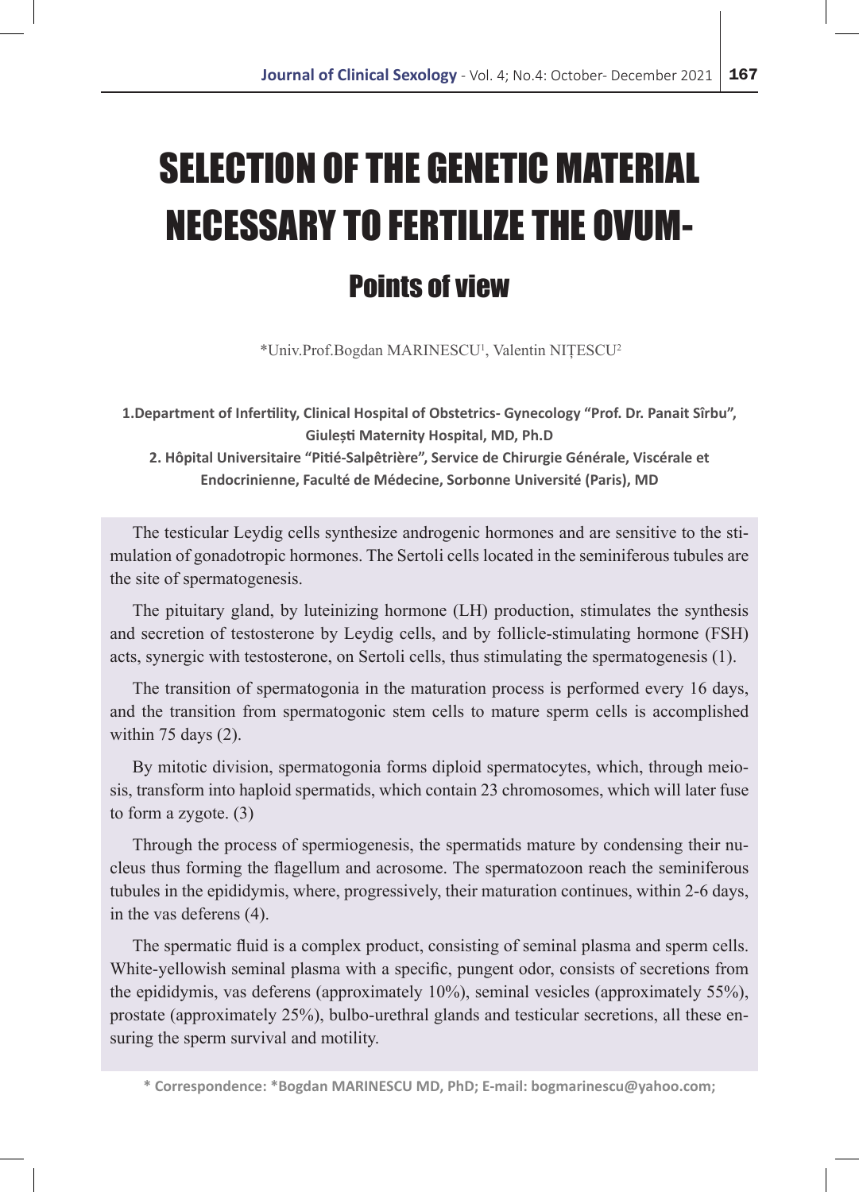# SELECTION OF THE GENETIC MATERIAL NECESSARY TO FERTILIZE THE OVUM-

## Points of view

*Univ.Prof.Bogdan MARINESCU[1], Valentin NIȚESCU[2]

**1.Department of Infertility, Clinical Hospital of Obstetrics- Gynecology "Prof. Dr. Panait Sîrbu", Giulești Maternity Hospital, MD, Ph.D**

**2. Hôpital Universitaire "Pitié-Salpêtrière", Service de Chirurgie Générale, Viscérale et Endocrinienne, Faculté de Médecine, Sorbonne Université (Paris), MD**

The testicular Leydig cells synthesize androgenic hormones and are sensitive to the stimulation of gonadotropic hormones. The Sertoli cells located in the seminiferous tubules are the site of spermatogenesis.

The pituitary gland, by luteinizing hormone (LH) production, stimulates the synthesis and secretion of testosterone by Leydig cells, and by follicle-stimulating hormone (FSH) acts, synergic with testosterone, on Sertoli cells, thus stimulating the spermatogenesis (1).

The transition of spermatogonia in the maturation process is performed every 16 days, and the transition from spermatogonic stem cells to mature sperm cells is accomplished within 75 days (2).

By mitotic division, spermatogonia forms diploid spermatocytes, which, through meiosis, transform into haploid spermatids, which contain 23 chromosomes, which will later fuse to form a zygote. (3)

Through the process of spermiogenesis, the spermatids mature by condensing their nucleus thus forming the flagellum and acrosome. The spermatozoon reach the seminiferous tubules in the epididymis, where, progressively, their maturation continues, within 2-6 days, in the vas deferens (4).

The spermatic fluid is a complex product, consisting of seminal plasma and sperm cells. White-yellowish seminal plasma with a specific, pungent odor, consists of secretions from the epididymis, vas deferens (approximately 10%), seminal vesicles (approximately 55%), prostate (approximately 25%), bulbo-urethral glands and testicular secretions, all these ensuring the sperm survival and motility.

**\* Correspondence: *Bogdan MARINESCU MD, PhD; E-mail: bogmarinescu@yahoo.com;**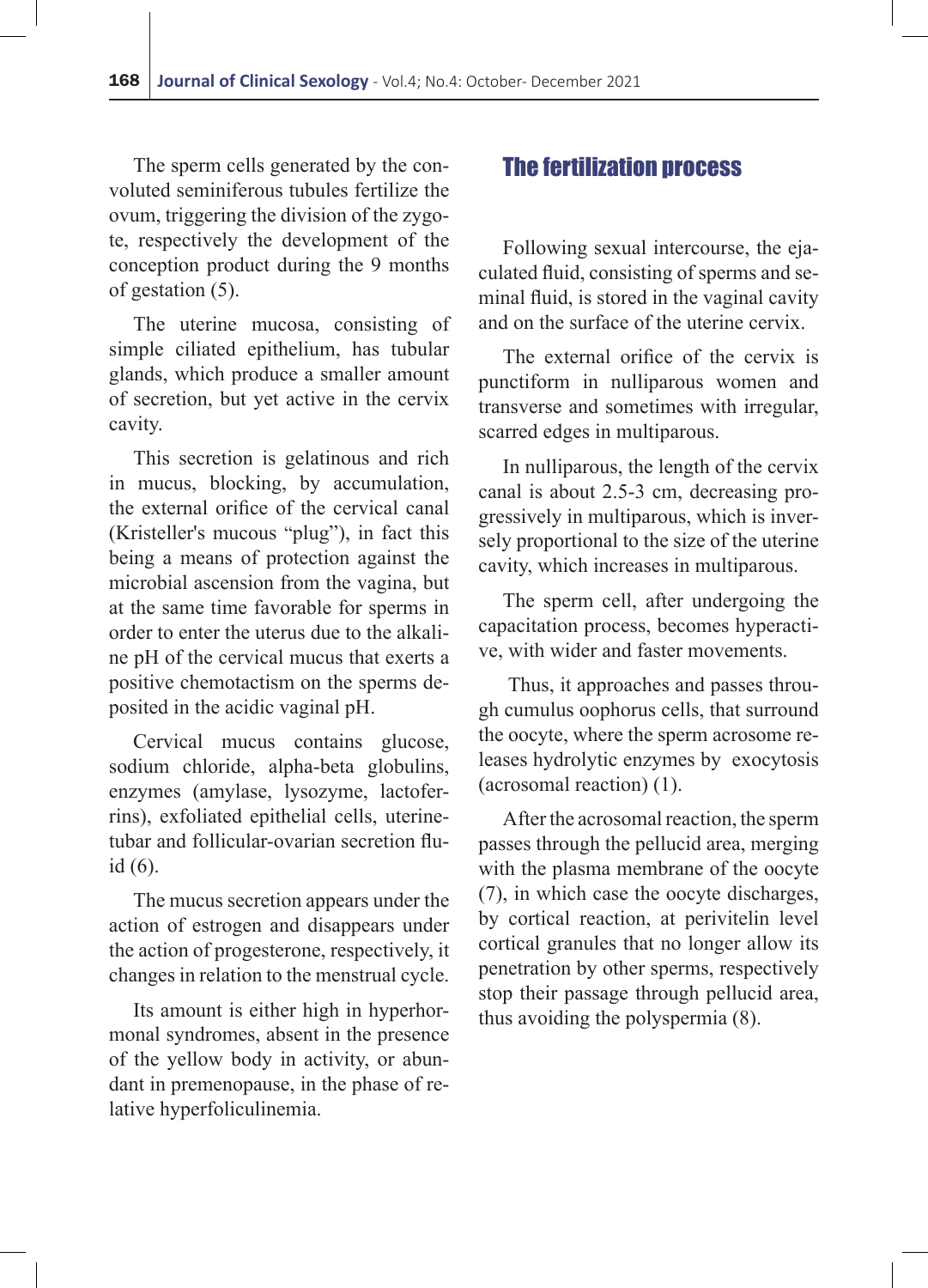The sperm cells generated by the convoluted seminiferous tubules fertilize the ovum, triggering the division of the zygote, respectively the development of the conception product during the 9 months of gestation (5).

The uterine mucosa, consisting of simple ciliated epithelium, has tubular glands, which produce a smaller amount of secretion, but yet active in the cervix cavity.

This secretion is gelatinous and rich in mucus, blocking, by accumulation, the external orifice of the cervical canal (Kristeller's mucous "plug"), in fact this being a means of protection against the microbial ascension from the vagina, but at the same time favorable for sperms in order to enter the uterus due to the alkaline pH of the cervical mucus that exerts a positive chemotactism on the sperms deposited in the acidic vaginal pH.

Cervical mucus contains glucose, sodium chloride, alpha-beta globulins, enzymes (amylase, lysozyme, lactoferrins), exfoliated epithelial cells, uterine-tubar and follicular-ovarian secretion fluid (6).

The mucus secretion appears under the action of estrogen and disappears under the action of progesterone, respectively, it changes in relation to the menstrual cycle.

Its amount is either high in hyperhormonal syndromes, absent in the presence of the yellow body in activity, or abundant in premenopause, in the phase of relative hyperfoliculinemia.

## The fertilization process

Following sexual intercourse, the ejaculated fluid, consisting of sperms and seminal fluid, is stored in the vaginal cavity and on the surface of the uterine cervix.

The external orifice of the cervix is punctiform in nulliparous women and transverse and sometimes with irregular, scarred edges in multiparous.

In nulliparous, the length of the cervix canal is about 2.5-3 cm, decreasing progressively in multiparous, which is inversely proportional to the size of the uterine cavity, which increases in multiparous.

The sperm cell, after undergoing the capacitation process, becomes hyperactive, with wider and faster movements.

Thus, it approaches and passes through cumulus oophorus cells, that surround the oocyte, where the sperm acrosome releases hydrolytic enzymes by exocytosis (acrosomal reaction) (1).

After the acrosomal reaction, the sperm passes through the pellucid area, merging with the plasma membrane of the oocyte (7), in which case the oocyte discharges, by cortical reaction, at perivitelin level cortical granules that no longer allow its penetration by other sperms, respectively stop their passage through pellucid area, thus avoiding the polyspermia (8).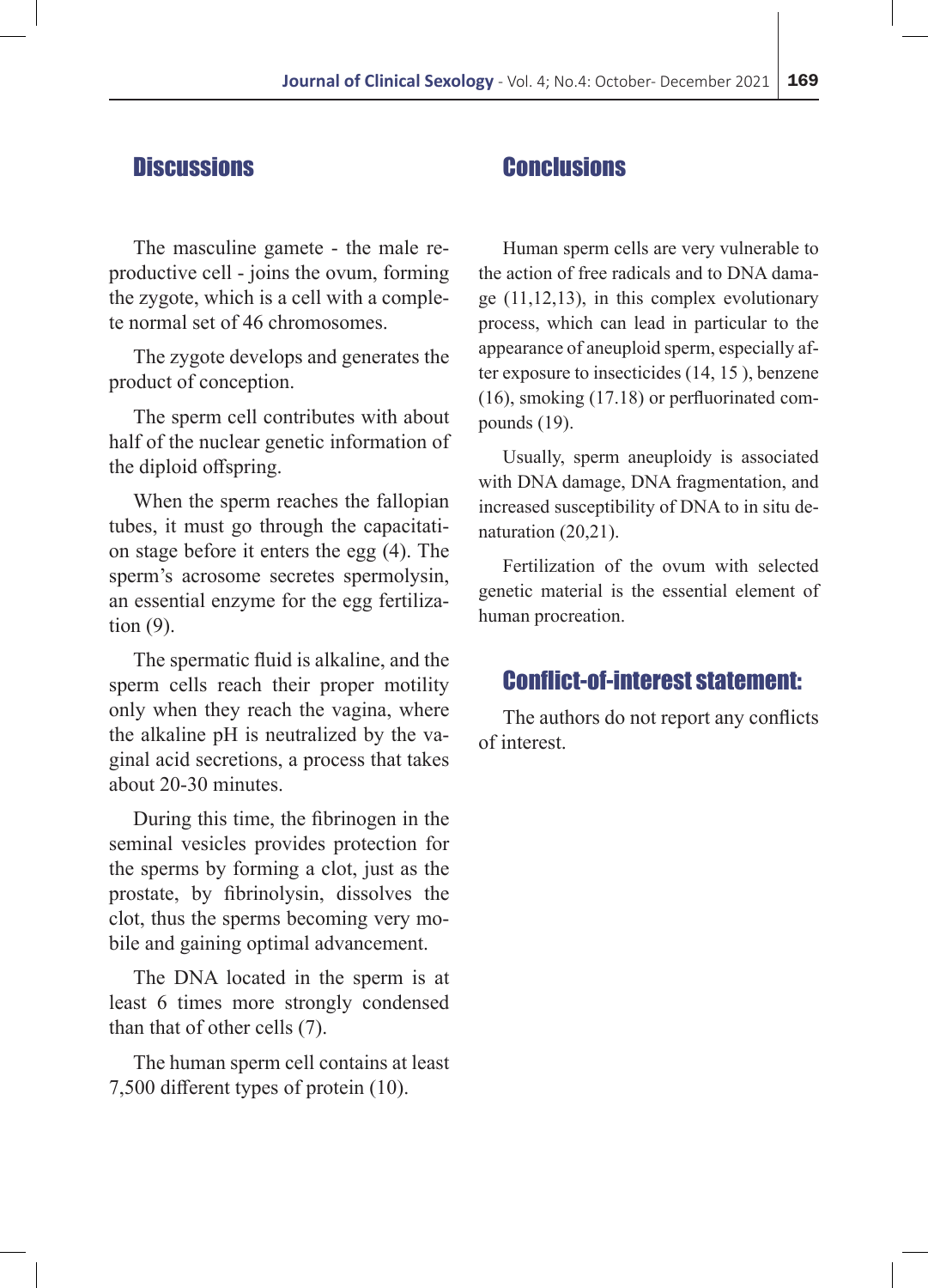## Discussions

The masculine gamete - the male reproductive cell - joins the ovum, forming the zygote, which is a cell with a complete normal set of 46 chromosomes.

The zygote develops and generates the product of conception.

The sperm cell contributes with about half of the nuclear genetic information of the diploid offspring.

When the sperm reaches the fallopian tubes, it must go through the capacitation stage before it enters the egg (4). The sperm's acrosome secretes spermolysin, an essential enzyme for the egg fertilization (9).

The spermatic fluid is alkaline, and the sperm cells reach their proper motility only when they reach the vagina, where the alkaline pH is neutralized by the vaginal acid secretions, a process that takes about 20-30 minutes.

During this time, the fibrinogen in the seminal vesicles provides protection for the sperms by forming a clot, just as the prostate, by fibrinolysin, dissolves the clot, thus the sperms becoming very mobile and gaining optimal advancement.

The DNA located in the sperm is at least 6 times more strongly condensed than that of other cells (7).

The human sperm cell contains at least 7,500 different types of protein (10).

## Conclusions

Human sperm cells are very vulnerable to the action of free radicals and to DNA damage (11,12,13), in this complex evolutionary process, which can lead in particular to the appearance of aneuploid sperm, especially after exposure to insecticides (14, 15 ), benzene (16), smoking (17.18) or perfluorinated compounds (19).

Usually, sperm aneuploidy is associated with DNA damage, DNA fragmentation, and increased susceptibility of DNA to in situ denaturation (20,21).

Fertilization of the ovum with selected genetic material is the essential element of human procreation.

## Conflict-of-interest statement:

The authors do not report any conflicts of interest.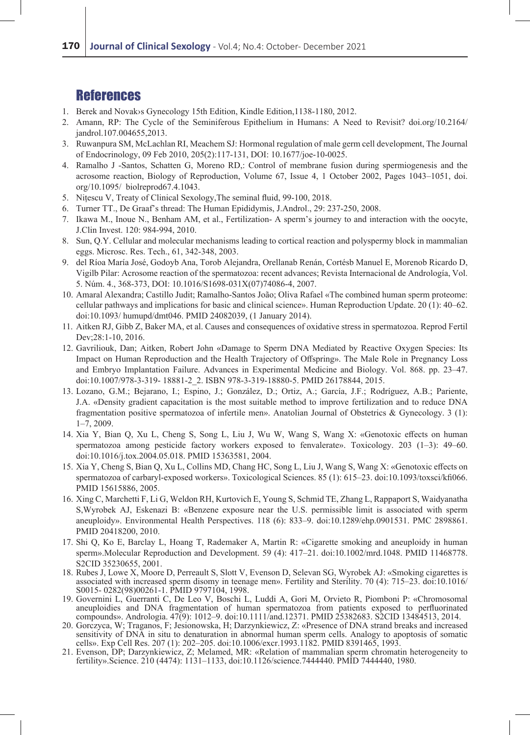## References

1. Berek and Novak›s Gynecology 15th Edition, Kindle Edition,1138-1180, 2012.
2. Amann, RP: The Cycle of the Seminiferous Epithelium in Humans: A Need to Revisit? doi.org/10.2164/jandrol.107.004655,2013.
3. Ruwanpura SM, McLachlan RI, Meachem SJ: Hormonal regulation of male germ cell development, The Journal of Endocrinology, 09 Feb 2010, 205(2):117-131, DOI: 10.1677/joe-10-0025.
4. Ramalho J -Santos, Schatten G, Moreno RD,: Control of membrane fusion during spermiogenesis and the acrosome reaction, Biology of Reproduction, Volume 67, Issue 4, 1 October 2002, Pages 1043–1051, doi.org/10.1095/ biolreprod67.4.1043.
5. Nițescu V, Treaty of Clinical Sexology,The seminal fluid, 99-100, 2018.
6. Turner TT., De Graaf's thread: The Human Epididymis, J.Androl., 29: 237-250, 2008.
7. Ikawa M., Inoue N., Benham AM, et al., Fertilization- A sperm's journey to and interaction with the oocyte, J.Clin Invest. 120: 984-994, 2010.
8. Sun, Q.Y. Cellular and molecular mechanisms leading to cortical reaction and polyspermy block in mammalian eggs. Microsc. Res. Tech., 61, 342-348, 2003.
9. del Ríoa María José, Godoyb Ana, Torob Alejandra, Orellanab Renán, Cortésb Manuel E, Morenob Ricardo D, Vigilb Pilar: Acrosome reaction of the spermatozoa: recent advances; Revista Internacional de Andrología, Vol. 5. Núm. 4., 368-373, DOI: 10.1016/S1698-031X(07)74086-4, 2007.
10. Amaral Alexandra; Castillo Judit; Ramalho-Santos João; Oliva Rafael «The combined human sperm proteome: cellular pathways and implications for basic and clinical science». Human Reproduction Update. 20 (1): 40–62. doi:10.1093/ humupd/dmt046. PMID 24082039, (1 January 2014).
11. Aitken RJ, Gibb Z, Baker MA, et al. Causes and consequences of oxidative stress in spermatozoa. Reprod Fertil Dev;28:1-10, 2016.
12. Gavriliouk, Dan; Aitken, Robert John «Damage to Sperm DNA Mediated by Reactive Oxygen Species: Its Impact on Human Reproduction and the Health Trajectory of Offspring». The Male Role in Pregnancy Loss and Embryo Implantation Failure. Advances in Experimental Medicine and Biology. Vol. 868. pp. 23–47. doi:10.1007/978-3-319- 18881-2_2. ISBN 978-3-319-18880-5. PMID 26178844, 2015.
13. Lozano, G.M.; Bejarano, I.; Espino, J.; González, D.; Ortiz, A.; García, J.F.; Rodríguez, A.B.; Pariente, J.A. «Density gradient capacitation is the most suitable method to improve fertilization and to reduce DNA fragmentation positive spermatozoa of infertile men». Anatolian Journal of Obstetrics & Gynecology. 3 (1): 1–7, 2009.
14. Xia Y, Bian Q, Xu L, Cheng S, Song L, Liu J, Wu W, Wang S, Wang X: «Genotoxic effects on human spermatozoa among pesticide factory workers exposed to fenvalerate». Toxicology. 203 (1–3): 49–60. doi:10.1016/j.tox.2004.05.018. PMID 15363581, 2004.
15. Xia Y, Cheng S, Bian Q, Xu L, Collins MD, Chang HC, Song L, Liu J, Wang S, Wang X: «Genotoxic effects on spermatozoa of carbaryl-exposed workers». Toxicological Sciences. 85 (1): 615–23. doi:10.1093/toxsci/kfi066. PMID 15615886, 2005.
16. Xing C, Marchetti F, Li G, Weldon RH, Kurtovich E, Young S, Schmid TE, Zhang L, Rappaport S, Waidyanatha S,Wyrobek AJ, Eskenazi B: «Benzene exposure near the U.S. permissible limit is associated with sperm aneuploidy». Environmental Health Perspectives. 118 (6): 833–9. doi:10.1289/ehp.0901531. PMC 2898861. PMID 20418200, 2010.
17. Shi Q, Ko E, Barclay L, Hoang T, Rademaker A, Martin R: «Cigarette smoking and aneuploidy in human sperm».Molecular Reproduction and Development. 59 (4): 417–21. doi:10.1002/mrd.1048. PMID 11468778. S2CID 35230655, 2001.
18. Rubes J, Lowe X, Moore D, Perreault S, Slott V, Evenson D, Selevan SG, Wyrobek AJ: «Smoking cigarettes is associated with increased sperm disomy in teenage men». Fertility and Sterility. 70 (4): 715–23. doi:10.1016/ S0015- 0282(98)00261-1. PMID 9797104, 1998.
19. Governini L, Guerranti C, De Leo V, Boschi L, Luddi A, Gori M, Orvieto R, Piomboni P: «Chromosomal aneuploidies and DNA fragmentation of human spermatozoa from patients exposed to perfluorinated compounds». Andrologia. 47(9): 1012–9. doi:10.1111/and.12371. PMID 25382683. S2CID 13484513, 2014.
20. Gorczyca, W; Traganos, F; Jesionowska, H; Darzynkiewicz, Z: «Presence of DNA strand breaks and increased sensitivity of DNA in situ to denaturation in abnormal human sperm cells. Analogy to apoptosis of somatic cells». Exp Cell Res. 207 (1): 202–205. doi:10.1006/excr.1993.1182. PMID 8391465, 1993.
21. Evenson, DP; Darzynkiewicz, Z; Melamed, MR: «Relation of mammalian sperm chromatin heterogeneity to fertility».Science. 210 (4474): 1131–1133, doi:10.1126/science.7444440. PMID 7444440, 1980.